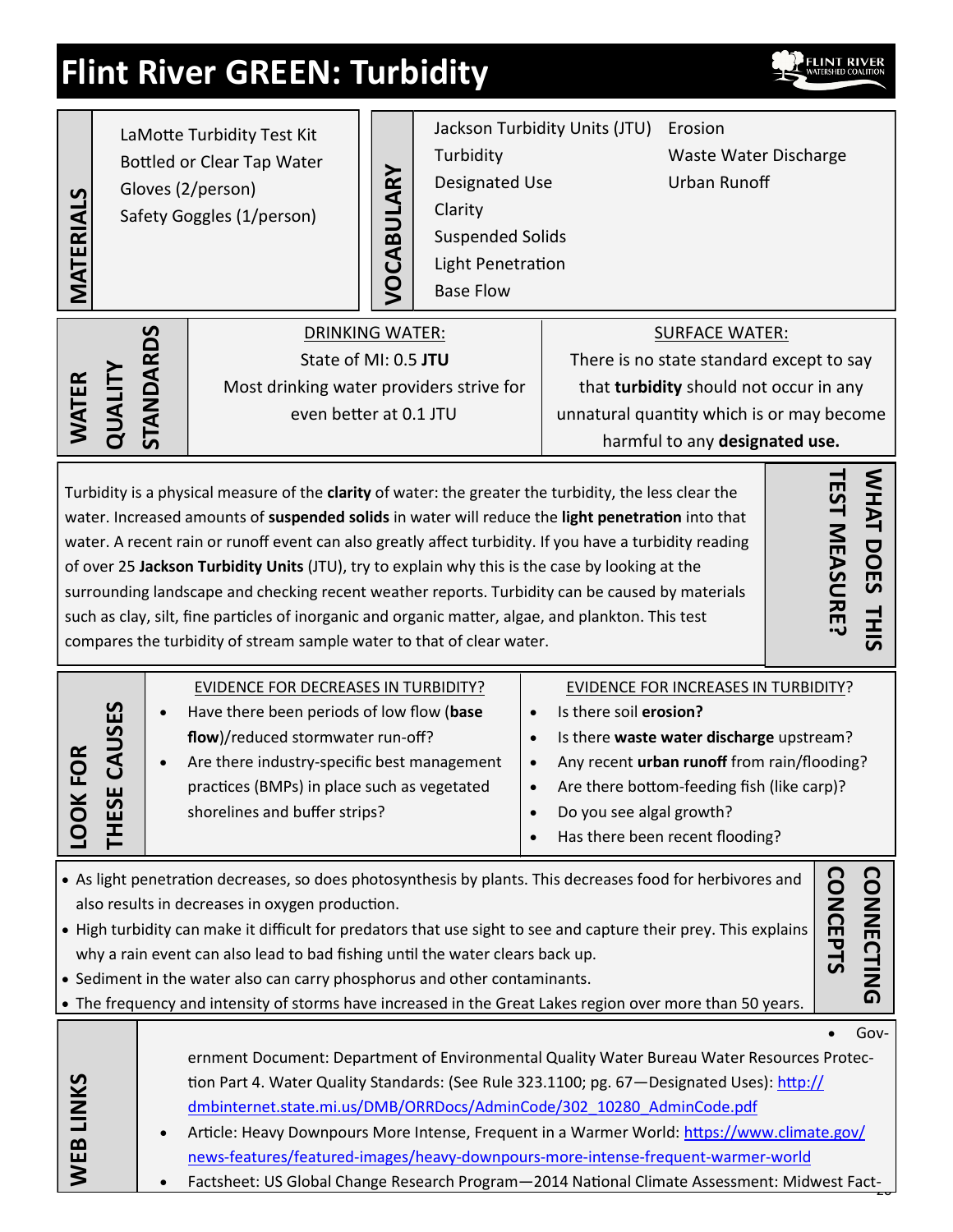# Flint River GREEN: Turbidity

## MATERIALS

- LaMotte Turbidity Test Kit
- Bottled or Clear Tap Water
- Gloves (2/person)
- Safety Goggles (1/person)

## VOCABULARY

- Jackson Turbidity Units (JTU)
- Turbidity
- Designated Use
- Clarity
- Suspended Solids
- Light Penetration
- Base Flow
- Erosion
- Waste Water Discharge
- Urban Runoff

## WATER QUALITY STANDARDS

| DRINKING WATER: | SURFACE WATER: |
|---|---|
| State of MI: 0.5 **JTU** Most drinking water providers strive for even better at 0.1 JTU | There is no state standard except to say that **turbidity** should not occur in any unnatural quantity which is or may become harmful to any **designated use.** |

## WHAT DOES THIS TEST MEASURE?

Turbidity is a physical measure of the **clarity** of water: the greater the turbidity, the less clear the water. Increased amounts of **suspended solids** in water will reduce the **light penetration** into that water. A recent rain or runoff event can also greatly affect turbidity. If you have a turbidity reading of over 25 **Jackson Turbidity Units** (JTU), try to explain why this is the case by looking at the surrounding landscape and checking recent weather reports. Turbidity can be caused by materials such as clay, silt, fine particles of inorganic and organic matter, algae, and plankton. This test compares the turbidity of stream sample water to that of clear water.

## LOOK FOR THESE CAUSES

EVIDENCE FOR DECREASES IN TURBIDITY?

- Have there been periods of low flow (**base flow**)/reduced stormwater run-off?
- Are there industry-specific best management practices (BMPs) in place such as vegetated shorelines and buffer strips?

EVIDENCE FOR INCREASES IN TURBIDITY?

- Is there soil **erosion?**
- Is there **waste water discharge** upstream?
- Any recent **urban runoff** from rain/flooding?
- Are there bottom-feeding fish (like carp)?
- Do you see algal growth?
- Has there been recent flooding?

## CONNECTING CONCEPTS

- As light penetration decreases, so does photosynthesis by plants. This decreases food for herbivores and also results in decreases in oxygen production.
- High turbidity can make it difficult for predators that use sight to see and capture their prey. This explains why a rain event can also lead to bad fishing until the water clears back up.
- Sediment in the water also can carry phosphorus and other contaminants.
- The frequency and intensity of storms have increased in the Great Lakes region over more than 50 years.

## WEB LINKS

- Government Document: Department of Environmental Quality Water Bureau Water Resources Protection Part 4. Water Quality Standards: (See Rule 323.1100; pg. 67—Designated Uses): http://dmbinternet.state.mi.us/DMB/ORRDocs/AdminCode/302_10280_AdminCode.pdf
- Article: Heavy Downpours More Intense, Frequent in a Warmer World: https://www.climate.gov/news-features/featured-images/heavy-downpours-more-intense-frequent-warmer-world
- Factsheet: US Global Change Research Program—2014 National Climate Assessment: Midwest Fact-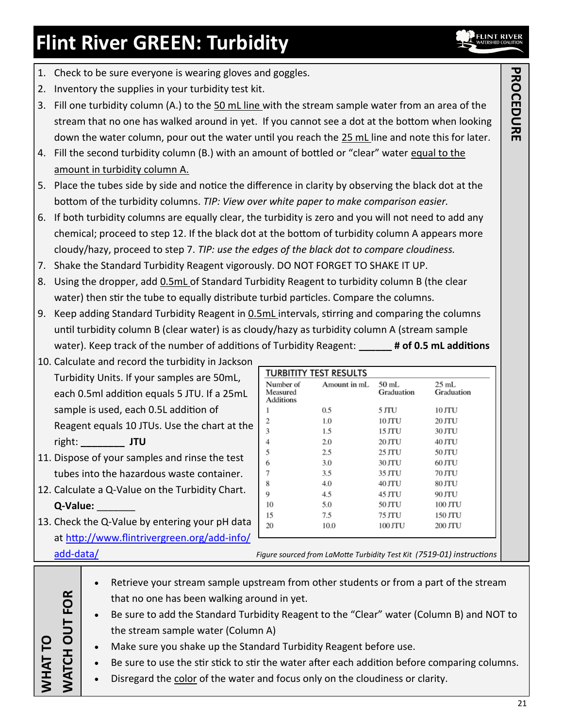# Flint River GREEN: Turbidity

## PROCEDURE

1. Check to be sure everyone is wearing gloves and goggles.
2. Inventory the supplies in your turbidity test kit.
3. Fill one turbidity column (A.) to the 50 mL line with the stream sample water from an area of the stream that no one has walked around in yet. If you cannot see a dot at the bottom when looking down the water column, pour out the water until you reach the 25 mL line and note this for later.
4. Fill the second turbidity column (B.) with an amount of bottled or "clear" water equal to the amount in turbidity column A.
5. Place the tubes side by side and notice the difference in clarity by observing the black dot at the bottom of the turbidity columns. *TIP: View over white paper to make comparison easier.*
6. If both turbidity columns are equally clear, the turbidity is zero and you will not need to add any chemical; proceed to step 12. If the black dot at the bottom of turbidity column A appears more cloudy/hazy, proceed to step 7. *TIP: use the edges of the black dot to compare cloudiness.*
7. Shake the Standard Turbidity Reagent vigorously. DO NOT FORGET TO SHAKE IT UP.
8. Using the dropper, add 0.5mL of Standard Turbidity Reagent to turbidity column B (the clear water) then stir the tube to equally distribute turbid particles. Compare the columns.
9. Keep adding Standard Turbidity Reagent in 0.5mL intervals, stirring and comparing the columns until turbidity column B (clear water) is as cloudy/hazy as turbidity column A (stream sample water). Keep track of the number of additions of Turbidity Reagent: ______ **# of 0.5 mL additions**
10. Calculate and record the turbidity in Jackson Turbidity Units. If your samples are 50mL, each 0.5ml addition equals 5 JTU. If a 25mL sample is used, each 0.5L addition of Reagent equals 10 JTUs. Use the chart at the right: ________ **JTU**
11. Dispose of your samples and rinse the test tubes into the hazardous waste container.
12. Calculate a Q-Value on the Turbidity Chart. **Q-Value:** _______
13. Check the Q-Value by entering your pH data at http://www.flintrivergreen.org/add-info/add-data/

**TURBITITY TEST RESULTS**

| Number of Measured Additions | Amount in mL | 50 mL Graduation | 25 mL Graduation |
|---|---|---|---|
| 1 | 0.5 | 5 JTU | 10 JTU |
| 2 | 1.0 | 10 JTU | 20 JTU |
| 3 | 1.5 | 15 JTU | 30 JTU |
| 4 | 2.0 | 20 JTU | 40 JTU |
| 5 | 2.5 | 25 JTU | 50 JTU |
| 6 | 3.0 | 30 JTU | 60 JTU |
| 7 | 3.5 | 35 JTU | 70 JTU |
| 8 | 4.0 | 40 JTU | 80 JTU |
| 9 | 4.5 | 45 JTU | 90 JTU |
| 10 | 5.0 | 50 JTU | 100 JTU |
| 15 | 7.5 | 75 JTU | 150 JTU |
| 20 | 10.0 | 100 JTU | 200 JTU |

*Figure sourced from LaMotte Turbidity Test Kit (7519-01) instructions*

## WHAT TO WATCH OUT FOR

- Retrieve your stream sample upstream from other students or from a part of the stream that no one has been walking around in yet.
- Be sure to add the Standard Turbidity Reagent to the "Clear" water (Column B) and NOT to the stream sample water (Column A)
- Make sure you shake up the Standard Turbidity Reagent before use.
- Be sure to use the stir stick to stir the water after each addition before comparing columns.
- Disregard the color of the water and focus only on the cloudiness or clarity.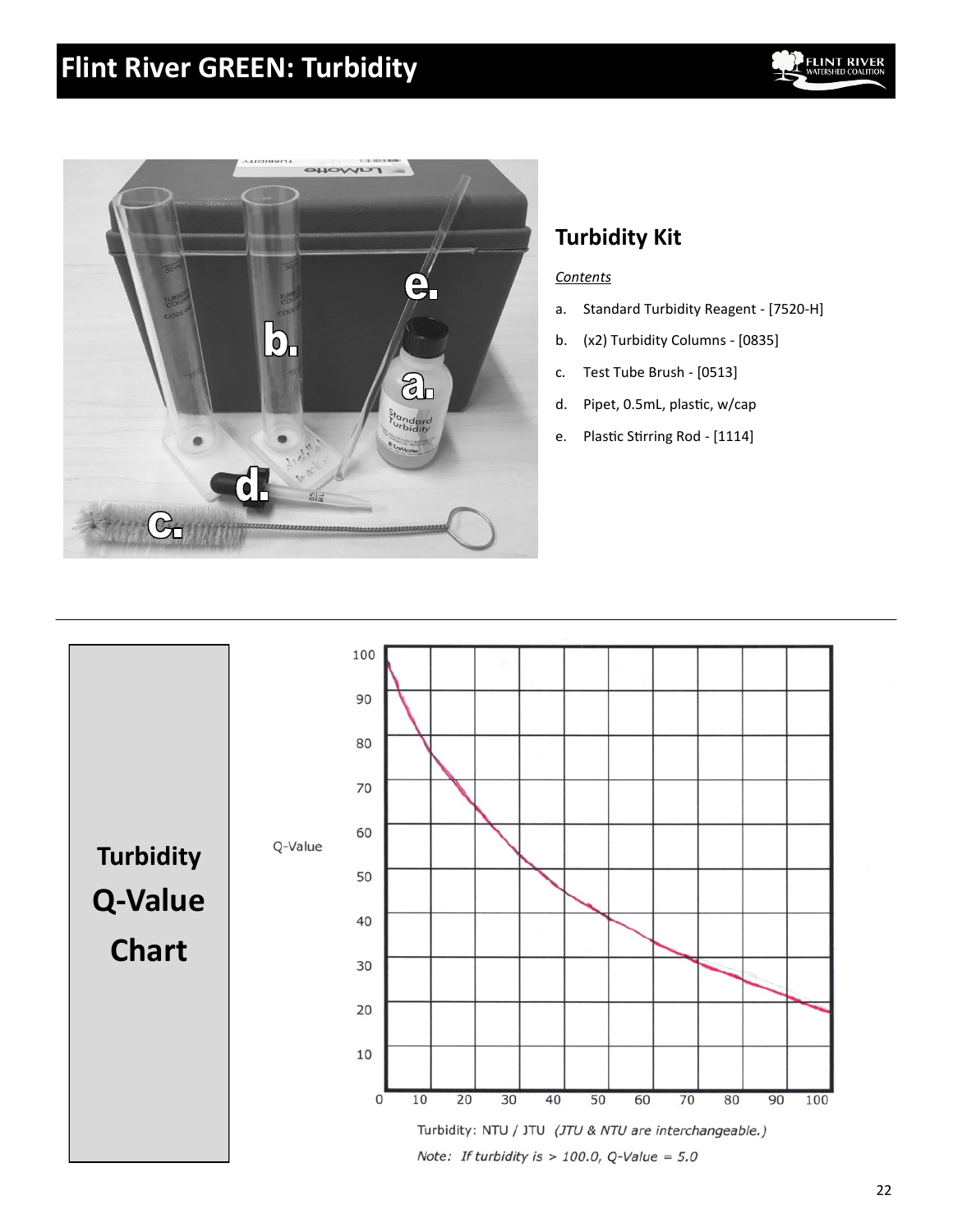# Flint River GREEN: Turbidity

## Turbidity Kit

*Contents*

a. Standard Turbidity Reagent - [7520-H]
b. (x2) Turbidity Columns - [0835]
c. Test Tube Brush - [0513]
d. Pipet, 0.5mL, plastic, w/cap
e. Plastic Stirring Rod - [1114]

## Turbidity Q-Value Chart

Q-Value

100
90
80
70
60
50
40
30
20
10
0

10 20 30 40 50 60 70 80 90 100

Turbidity: NTU / JTU *(JTU & NTU are interchangeable.)*

*Note: If turbidity is > 100.0, Q-Value = 5.0*